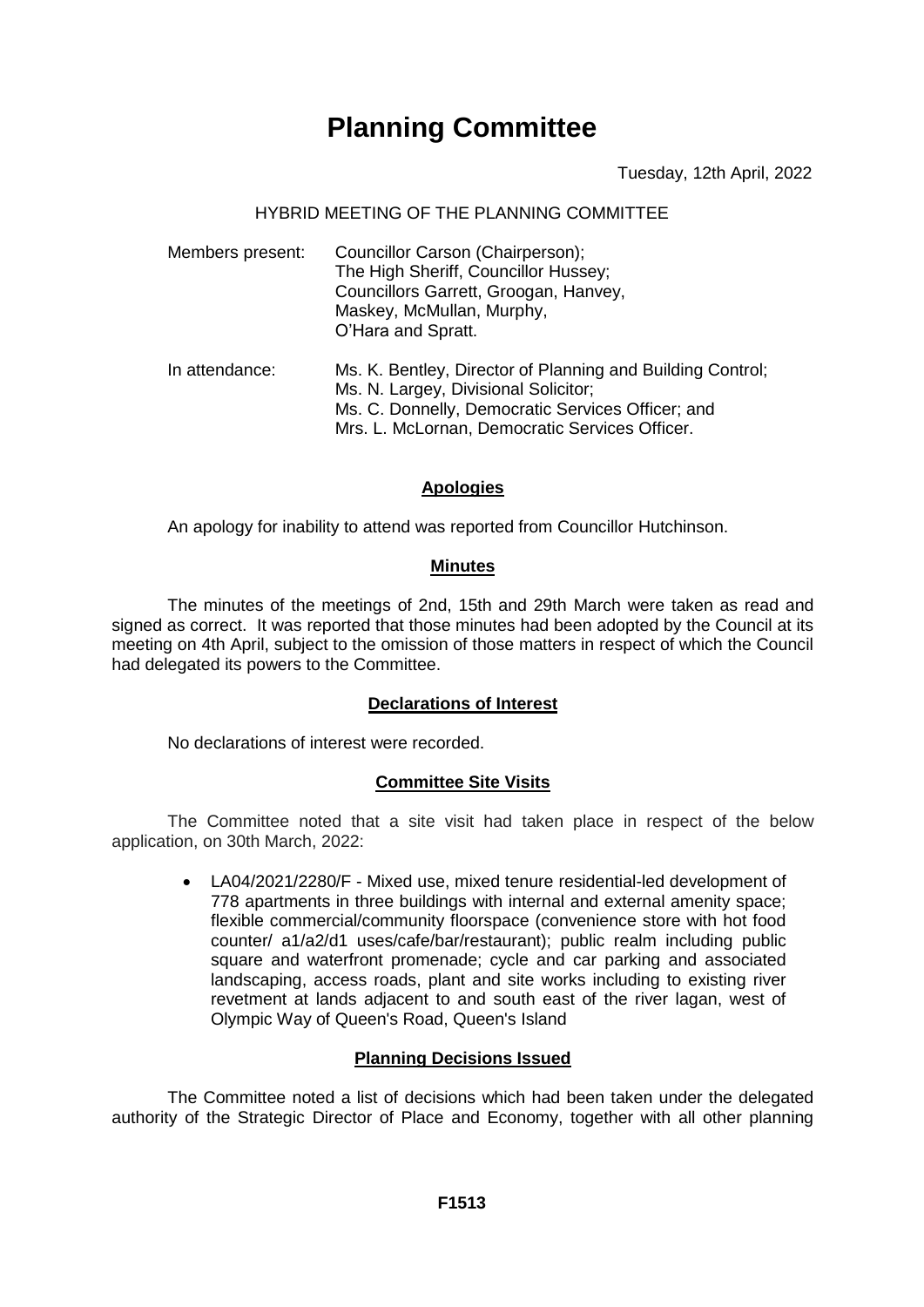# Planning Committee

Tuesday, 12th April, 2022

HYBRID MEETING OF THE PLANNING COMMITTEE

Members present: Councillor Carson (Chairperson);
The High Sheriff, Councillor Hussey;
Councillors Garrett, Groogan, Hanvey,
Maskey, McMullan, Murphy,
O'Hara and Spratt.

In attendance: Ms. K. Bentley, Director of Planning and Building Control;
Ms. N. Largey, Divisional Solicitor;
Ms. C. Donnelly, Democratic Services Officer; and
Mrs. L. McLornan, Democratic Services Officer.

## Apologies

An apology for inability to attend was reported from Councillor Hutchinson.

## Minutes

The minutes of the meetings of 2nd, 15th and 29th March were taken as read and signed as correct. It was reported that those minutes had been adopted by the Council at its meeting on 4th April, subject to the omission of those matters in respect of which the Council had delegated its powers to the Committee.

## Declarations of Interest

No declarations of interest were recorded.

## Committee Site Visits

The Committee noted that a site visit had taken place in respect of the below application, on 30th March, 2022:

- LA04/2021/2280/F - Mixed use, mixed tenure residential-led development of 778 apartments in three buildings with internal and external amenity space; flexible commercial/community floorspace (convenience store with hot food counter/ a1/a2/d1 uses/cafe/bar/restaurant); public realm including public square and waterfront promenade; cycle and car parking and associated landscaping, access roads, plant and site works including to existing river revetment at lands adjacent to and south east of the river lagan, west of Olympic Way of Queen's Road, Queen's Island

## Planning Decisions Issued

The Committee noted a list of decisions which had been taken under the delegated authority of the Strategic Director of Place and Economy, together with all other planning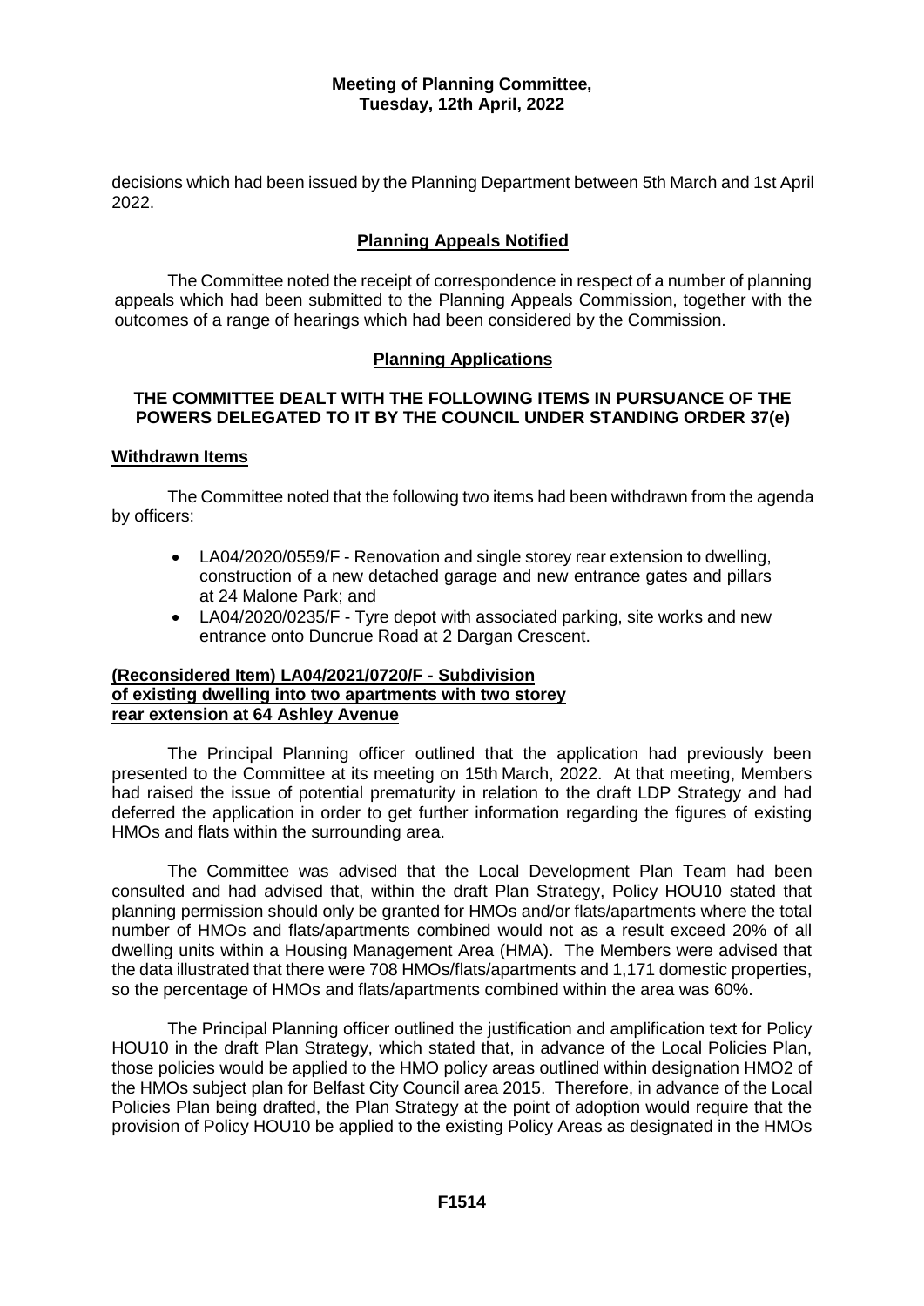decisions which had been issued by the Planning Department between 5th March and 1st April 2022.

## Planning Appeals Notified

The Committee noted the receipt of correspondence in respect of a number of planning appeals which had been submitted to the Planning Appeals Commission, together with the outcomes of a range of hearings which had been considered by the Commission.

## Planning Applications

**THE COMMITTEE DEALT WITH THE FOLLOWING ITEMS IN PURSUANCE OF THE POWERS DELEGATED TO IT BY THE COUNCIL UNDER STANDING ORDER 37(e)**

### Withdrawn Items

The Committee noted that the following two items had been withdrawn from the agenda by officers:

- LA04/2020/0559/F - Renovation and single storey rear extension to dwelling, construction of a new detached garage and new entrance gates and pillars at 24 Malone Park; and
- LA04/2020/0235/F - Tyre depot with associated parking, site works and new entrance onto Duncrue Road at 2 Dargan Crescent.

### (Reconsidered Item) LA04/2021/0720/F - Subdivision of existing dwelling into two apartments with two storey rear extension at 64 Ashley Avenue

The Principal Planning officer outlined that the application had previously been presented to the Committee at its meeting on 15th March, 2022. At that meeting, Members had raised the issue of potential prematurity in relation to the draft LDP Strategy and had deferred the application in order to get further information regarding the figures of existing HMOs and flats within the surrounding area.

The Committee was advised that the Local Development Plan Team had been consulted and had advised that, within the draft Plan Strategy, Policy HOU10 stated that planning permission should only be granted for HMOs and/or flats/apartments where the total number of HMOs and flats/apartments combined would not as a result exceed 20% of all dwelling units within a Housing Management Area (HMA). The Members were advised that the data illustrated that there were 708 HMOs/flats/apartments and 1,171 domestic properties, so the percentage of HMOs and flats/apartments combined within the area was 60%.

The Principal Planning officer outlined the justification and amplification text for Policy HOU10 in the draft Plan Strategy, which stated that, in advance of the Local Policies Plan, those policies would be applied to the HMO policy areas outlined within designation HMO2 of the HMOs subject plan for Belfast City Council area 2015. Therefore, in advance of the Local Policies Plan being drafted, the Plan Strategy at the point of adoption would require that the provision of Policy HOU10 be applied to the existing Policy Areas as designated in the HMOs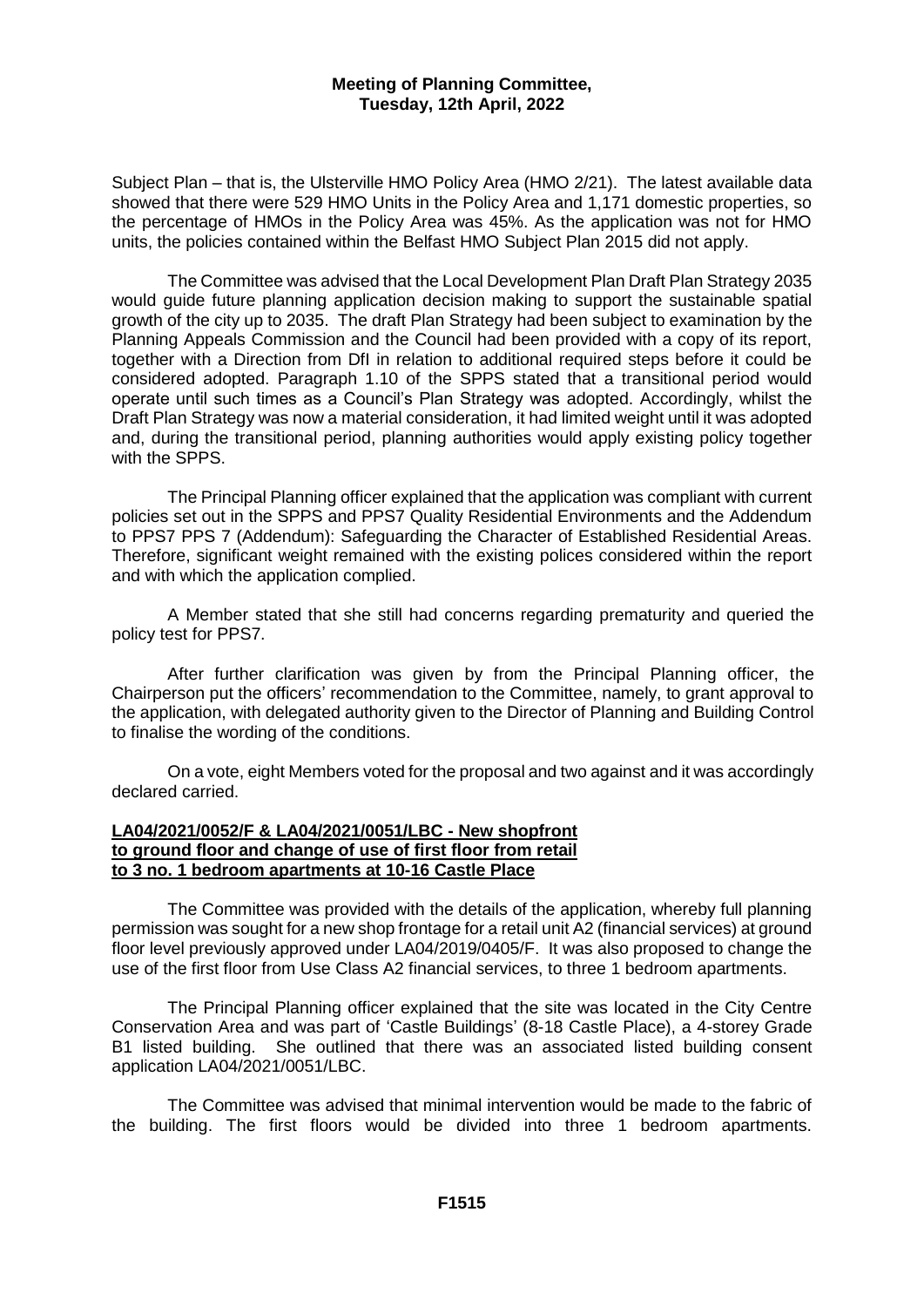Subject Plan – that is, the Ulsterville HMO Policy Area (HMO 2/21). The latest available data showed that there were 529 HMO Units in the Policy Area and 1,171 domestic properties, so the percentage of HMOs in the Policy Area was 45%. As the application was not for HMO units, the policies contained within the Belfast HMO Subject Plan 2015 did not apply.

The Committee was advised that the Local Development Plan Draft Plan Strategy 2035 would guide future planning application decision making to support the sustainable spatial growth of the city up to 2035. The draft Plan Strategy had been subject to examination by the Planning Appeals Commission and the Council had been provided with a copy of its report, together with a Direction from DfI in relation to additional required steps before it could be considered adopted. Paragraph 1.10 of the SPPS stated that a transitional period would operate until such times as a Council's Plan Strategy was adopted. Accordingly, whilst the Draft Plan Strategy was now a material consideration, it had limited weight until it was adopted and, during the transitional period, planning authorities would apply existing policy together with the SPPS.

The Principal Planning officer explained that the application was compliant with current policies set out in the SPPS and PPS7 Quality Residential Environments and the Addendum to PPS7 PPS 7 (Addendum): Safeguarding the Character of Established Residential Areas. Therefore, significant weight remained with the existing polices considered within the report and with which the application complied.

A Member stated that she still had concerns regarding prematurity and queried the policy test for PPS7.

After further clarification was given by from the Principal Planning officer, the Chairperson put the officers' recommendation to the Committee, namely, to grant approval to the application, with delegated authority given to the Director of Planning and Building Control to finalise the wording of the conditions.

On a vote, eight Members voted for the proposal and two against and it was accordingly declared carried.

**LA04/2021/0052/F & LA04/2021/0051/LBC - New shopfront to ground floor and change of use of first floor from retail to 3 no. 1 bedroom apartments at 10-16 Castle Place**

The Committee was provided with the details of the application, whereby full planning permission was sought for a new shop frontage for a retail unit A2 (financial services) at ground floor level previously approved under LA04/2019/0405/F. It was also proposed to change the use of the first floor from Use Class A2 financial services, to three 1 bedroom apartments.

The Principal Planning officer explained that the site was located in the City Centre Conservation Area and was part of 'Castle Buildings' (8-18 Castle Place), a 4-storey Grade B1 listed building. She outlined that there was an associated listed building consent application LA04/2021/0051/LBC.

The Committee was advised that minimal intervention would be made to the fabric of the building. The first floors would be divided into three 1 bedroom apartments.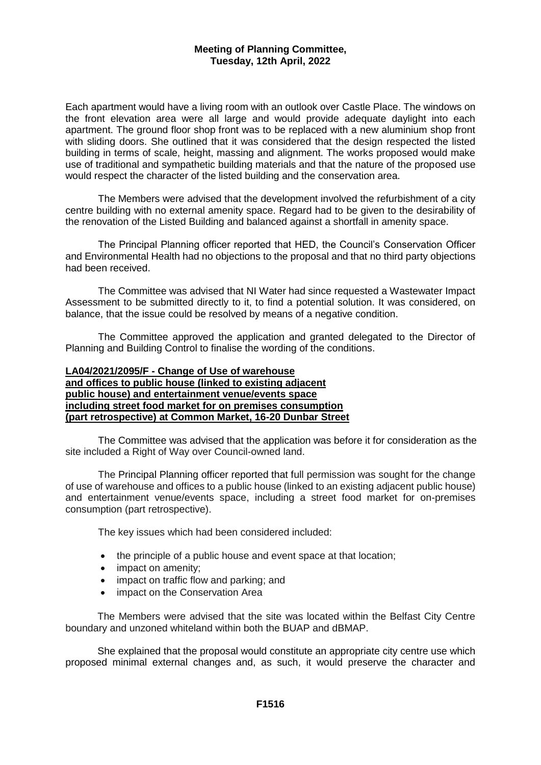Each apartment would have a living room with an outlook over Castle Place. The windows on the front elevation area were all large and would provide adequate daylight into each apartment. The ground floor shop front was to be replaced with a new aluminium shop front with sliding doors. She outlined that it was considered that the design respected the listed building in terms of scale, height, massing and alignment. The works proposed would make use of traditional and sympathetic building materials and that the nature of the proposed use would respect the character of the listed building and the conservation area.

The Members were advised that the development involved the refurbishment of a city centre building with no external amenity space. Regard had to be given to the desirability of the renovation of the Listed Building and balanced against a shortfall in amenity space.

The Principal Planning officer reported that HED, the Council's Conservation Officer and Environmental Health had no objections to the proposal and that no third party objections had been received.

The Committee was advised that NI Water had since requested a Wastewater Impact Assessment to be submitted directly to it, to find a potential solution. It was considered, on balance, that the issue could be resolved by means of a negative condition.

The Committee approved the application and granted delegated to the Director of Planning and Building Control to finalise the wording of the conditions.

**LA04/2021/2095/F - Change of Use of warehouse and offices to public house (linked to existing adjacent public house) and entertainment venue/events space including street food market for on premises consumption (part retrospective) at Common Market, 16-20 Dunbar Street**

The Committee was advised that the application was before it for consideration as the site included a Right of Way over Council-owned land.

The Principal Planning officer reported that full permission was sought for the change of use of warehouse and offices to a public house (linked to an existing adjacent public house) and entertainment venue/events space, including a street food market for on-premises consumption (part retrospective).

The key issues which had been considered included:

- the principle of a public house and event space at that location;
- impact on amenity;
- impact on traffic flow and parking; and
- impact on the Conservation Area

The Members were advised that the site was located within the Belfast City Centre boundary and unzoned whiteland within both the BUAP and dBMAP.

She explained that the proposal would constitute an appropriate city centre use which proposed minimal external changes and, as such, it would preserve the character and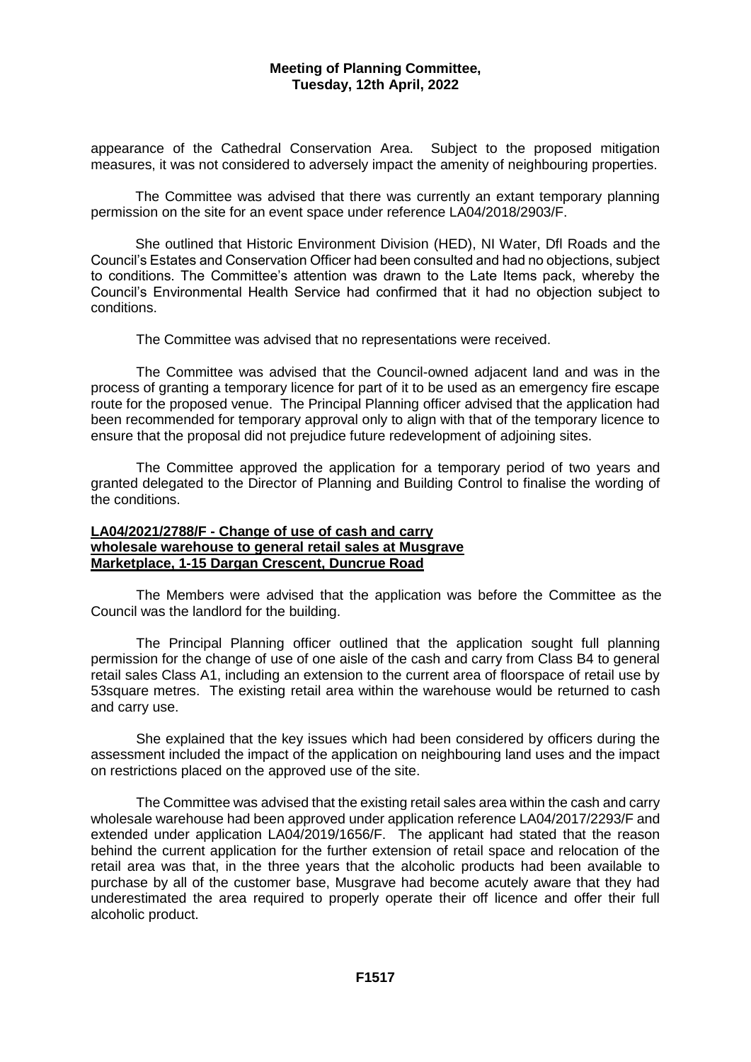appearance of the Cathedral Conservation Area. Subject to the proposed mitigation measures, it was not considered to adversely impact the amenity of neighbouring properties.

The Committee was advised that there was currently an extant temporary planning permission on the site for an event space under reference LA04/2018/2903/F.

She outlined that Historic Environment Division (HED), NI Water, DfI Roads and the Council's Estates and Conservation Officer had been consulted and had no objections, subject to conditions. The Committee's attention was drawn to the Late Items pack, whereby the Council's Environmental Health Service had confirmed that it had no objection subject to conditions.

The Committee was advised that no representations were received.

The Committee was advised that the Council-owned adjacent land and was in the process of granting a temporary licence for part of it to be used as an emergency fire escape route for the proposed venue. The Principal Planning officer advised that the application had been recommended for temporary approval only to align with that of the temporary licence to ensure that the proposal did not prejudice future redevelopment of adjoining sites.

The Committee approved the application for a temporary period of two years and granted delegated to the Director of Planning and Building Control to finalise the wording of the conditions.

**LA04/2021/2788/F - Change of use of cash and carry wholesale warehouse to general retail sales at Musgrave Marketplace, 1-15 Dargan Crescent, Duncrue Road**

The Members were advised that the application was before the Committee as the Council was the landlord for the building.

The Principal Planning officer outlined that the application sought full planning permission for the change of use of one aisle of the cash and carry from Class B4 to general retail sales Class A1, including an extension to the current area of floorspace of retail use by 53square metres. The existing retail area within the warehouse would be returned to cash and carry use.

She explained that the key issues which had been considered by officers during the assessment included the impact of the application on neighbouring land uses and the impact on restrictions placed on the approved use of the site.

The Committee was advised that the existing retail sales area within the cash and carry wholesale warehouse had been approved under application reference LA04/2017/2293/F and extended under application LA04/2019/1656/F. The applicant had stated that the reason behind the current application for the further extension of retail space and relocation of the retail area was that, in the three years that the alcoholic products had been available to purchase by all of the customer base, Musgrave had become acutely aware that they had underestimated the area required to properly operate their off licence and offer their full alcoholic product.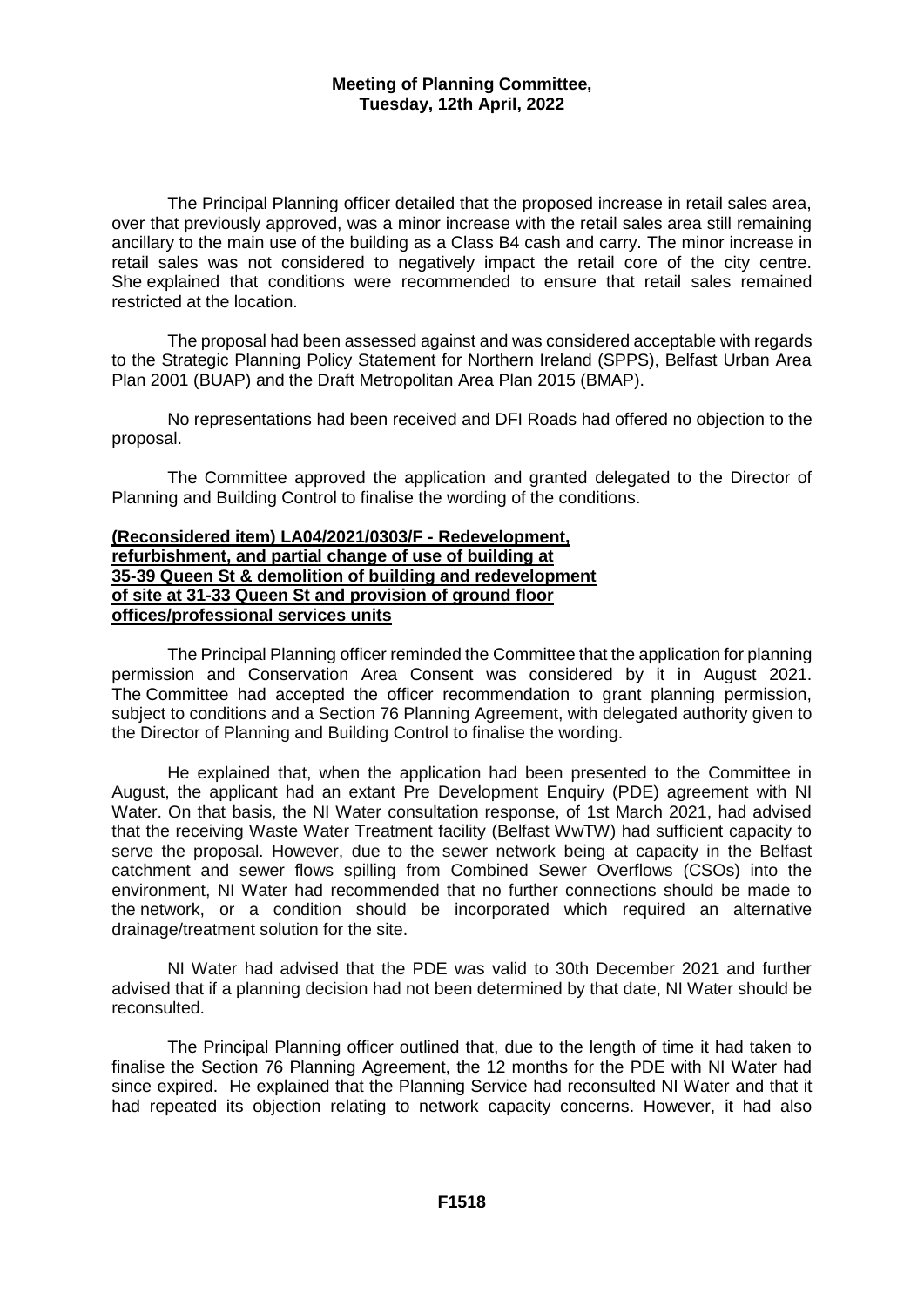The Principal Planning officer detailed that the proposed increase in retail sales area, over that previously approved, was a minor increase with the retail sales area still remaining ancillary to the main use of the building as a Class B4 cash and carry. The minor increase in retail sales was not considered to negatively impact the retail core of the city centre. She explained that conditions were recommended to ensure that retail sales remained restricted at the location.

The proposal had been assessed against and was considered acceptable with regards to the Strategic Planning Policy Statement for Northern Ireland (SPPS), Belfast Urban Area Plan 2001 (BUAP) and the Draft Metropolitan Area Plan 2015 (BMAP).

No representations had been received and DFI Roads had offered no objection to the proposal.

The Committee approved the application and granted delegated to the Director of Planning and Building Control to finalise the wording of the conditions.

**(Reconsidered item) LA04/2021/0303/F - Redevelopment, refurbishment, and partial change of use of building at 35-39 Queen St & demolition of building and redevelopment of site at 31-33 Queen St and provision of ground floor offices/professional services units**

The Principal Planning officer reminded the Committee that the application for planning permission and Conservation Area Consent was considered by it in August 2021. The Committee had accepted the officer recommendation to grant planning permission, subject to conditions and a Section 76 Planning Agreement, with delegated authority given to the Director of Planning and Building Control to finalise the wording.

He explained that, when the application had been presented to the Committee in August, the applicant had an extant Pre Development Enquiry (PDE) agreement with NI Water. On that basis, the NI Water consultation response, of 1st March 2021, had advised that the receiving Waste Water Treatment facility (Belfast WwTW) had sufficient capacity to serve the proposal. However, due to the sewer network being at capacity in the Belfast catchment and sewer flows spilling from Combined Sewer Overflows (CSOs) into the environment, NI Water had recommended that no further connections should be made to the network, or a condition should be incorporated which required an alternative drainage/treatment solution for the site.

NI Water had advised that the PDE was valid to 30th December 2021 and further advised that if a planning decision had not been determined by that date, NI Water should be reconsulted.

The Principal Planning officer outlined that, due to the length of time it had taken to finalise the Section 76 Planning Agreement, the 12 months for the PDE with NI Water had since expired. He explained that the Planning Service had reconsulted NI Water and that it had repeated its objection relating to network capacity concerns. However, it had also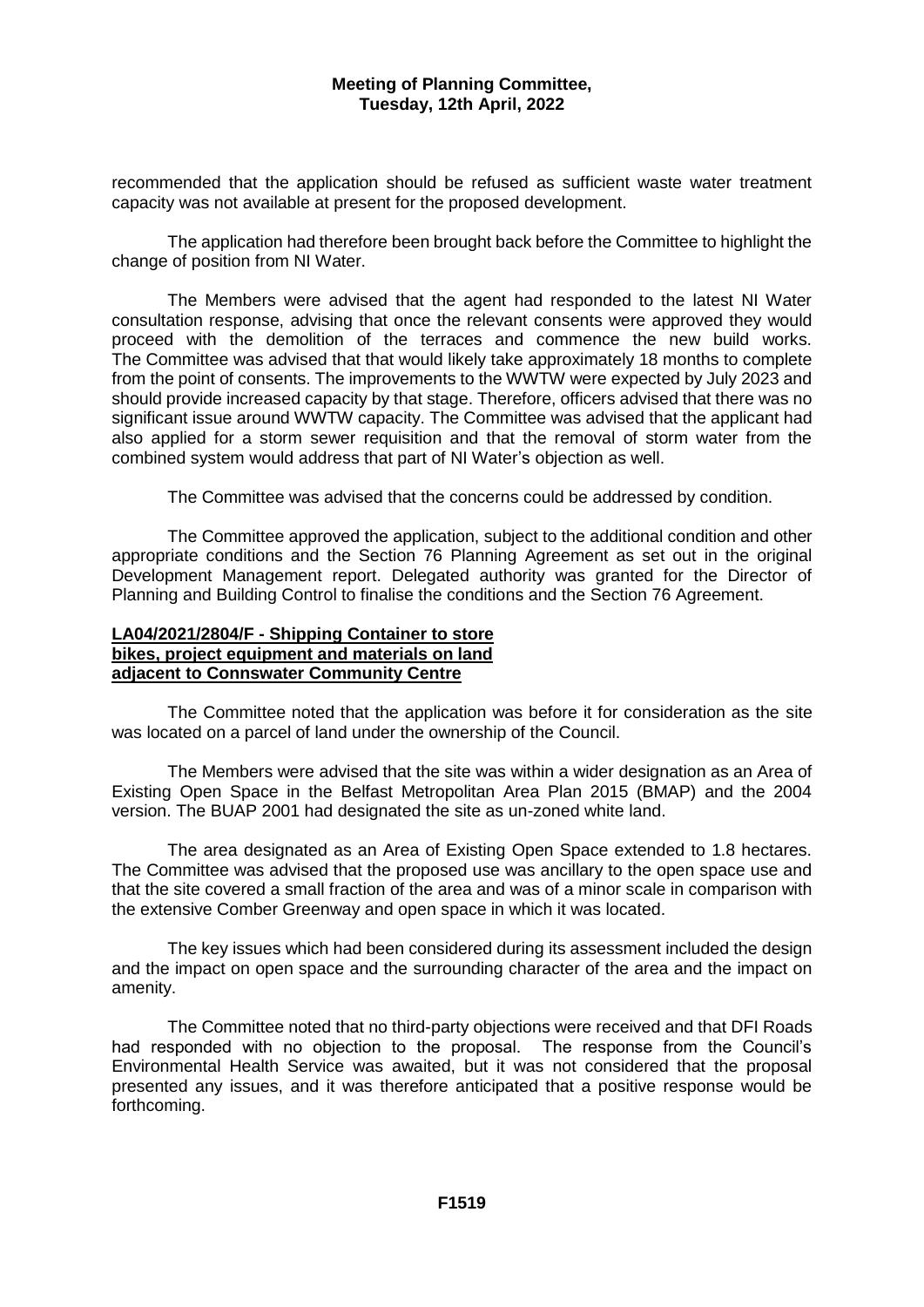recommended that the application should be refused as sufficient waste water treatment capacity was not available at present for the proposed development.

The application had therefore been brought back before the Committee to highlight the change of position from NI Water.

The Members were advised that the agent had responded to the latest NI Water consultation response, advising that once the relevant consents were approved they would proceed with the demolition of the terraces and commence the new build works. The Committee was advised that that would likely take approximately 18 months to complete from the point of consents. The improvements to the WWTW were expected by July 2023 and should provide increased capacity by that stage. Therefore, officers advised that there was no significant issue around WWTW capacity. The Committee was advised that the applicant had also applied for a storm sewer requisition and that the removal of storm water from the combined system would address that part of NI Water's objection as well.

The Committee was advised that the concerns could be addressed by condition.

The Committee approved the application, subject to the additional condition and other appropriate conditions and the Section 76 Planning Agreement as set out in the original Development Management report. Delegated authority was granted for the Director of Planning and Building Control to finalise the conditions and the Section 76 Agreement.

**LA04/2021/2804/F - Shipping Container to store bikes, project equipment and materials on land adjacent to Connswater Community Centre**

The Committee noted that the application was before it for consideration as the site was located on a parcel of land under the ownership of the Council.

The Members were advised that the site was within a wider designation as an Area of Existing Open Space in the Belfast Metropolitan Area Plan 2015 (BMAP) and the 2004 version. The BUAP 2001 had designated the site as un-zoned white land.

The area designated as an Area of Existing Open Space extended to 1.8 hectares. The Committee was advised that the proposed use was ancillary to the open space use and that the site covered a small fraction of the area and was of a minor scale in comparison with the extensive Comber Greenway and open space in which it was located.

The key issues which had been considered during its assessment included the design and the impact on open space and the surrounding character of the area and the impact on amenity.

The Committee noted that no third-party objections were received and that DFI Roads had responded with no objection to the proposal. The response from the Council's Environmental Health Service was awaited, but it was not considered that the proposal presented any issues, and it was therefore anticipated that a positive response would be forthcoming.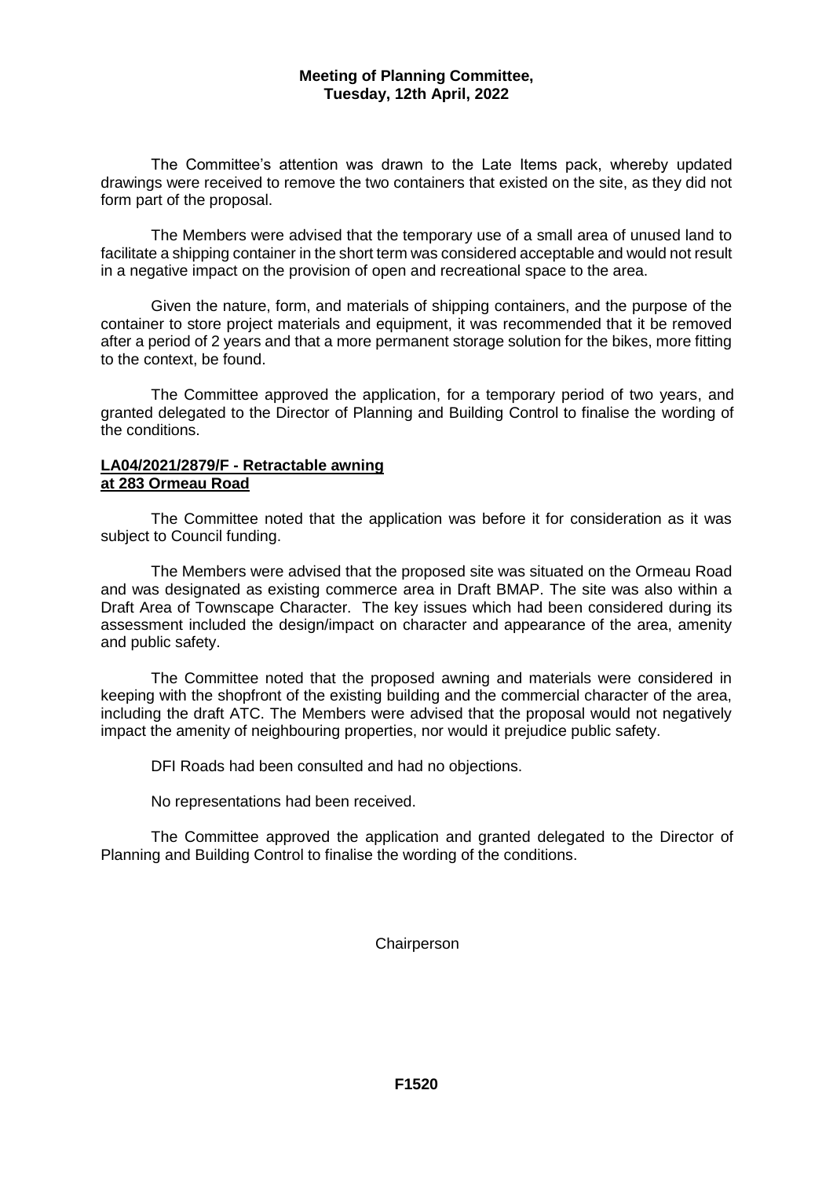The Committee's attention was drawn to the Late Items pack, whereby updated drawings were received to remove the two containers that existed on the site, as they did not form part of the proposal.

The Members were advised that the temporary use of a small area of unused land to facilitate a shipping container in the short term was considered acceptable and would not result in a negative impact on the provision of open and recreational space to the area.

Given the nature, form, and materials of shipping containers, and the purpose of the container to store project materials and equipment, it was recommended that it be removed after a period of 2 years and that a more permanent storage solution for the bikes, more fitting to the context, be found.

The Committee approved the application, for a temporary period of two years, and granted delegated to the Director of Planning and Building Control to finalise the wording of the conditions.

**LA04/2021/2879/F - Retractable awning at 283 Ormeau Road**

The Committee noted that the application was before it for consideration as it was subject to Council funding.

The Members were advised that the proposed site was situated on the Ormeau Road and was designated as existing commerce area in Draft BMAP. The site was also within a Draft Area of Townscape Character. The key issues which had been considered during its assessment included the design/impact on character and appearance of the area, amenity and public safety.

The Committee noted that the proposed awning and materials were considered in keeping with the shopfront of the existing building and the commercial character of the area, including the draft ATC. The Members were advised that the proposal would not negatively impact the amenity of neighbouring properties, nor would it prejudice public safety.

DFI Roads had been consulted and had no objections.

No representations had been received.

The Committee approved the application and granted delegated to the Director of Planning and Building Control to finalise the wording of the conditions.

Chairperson